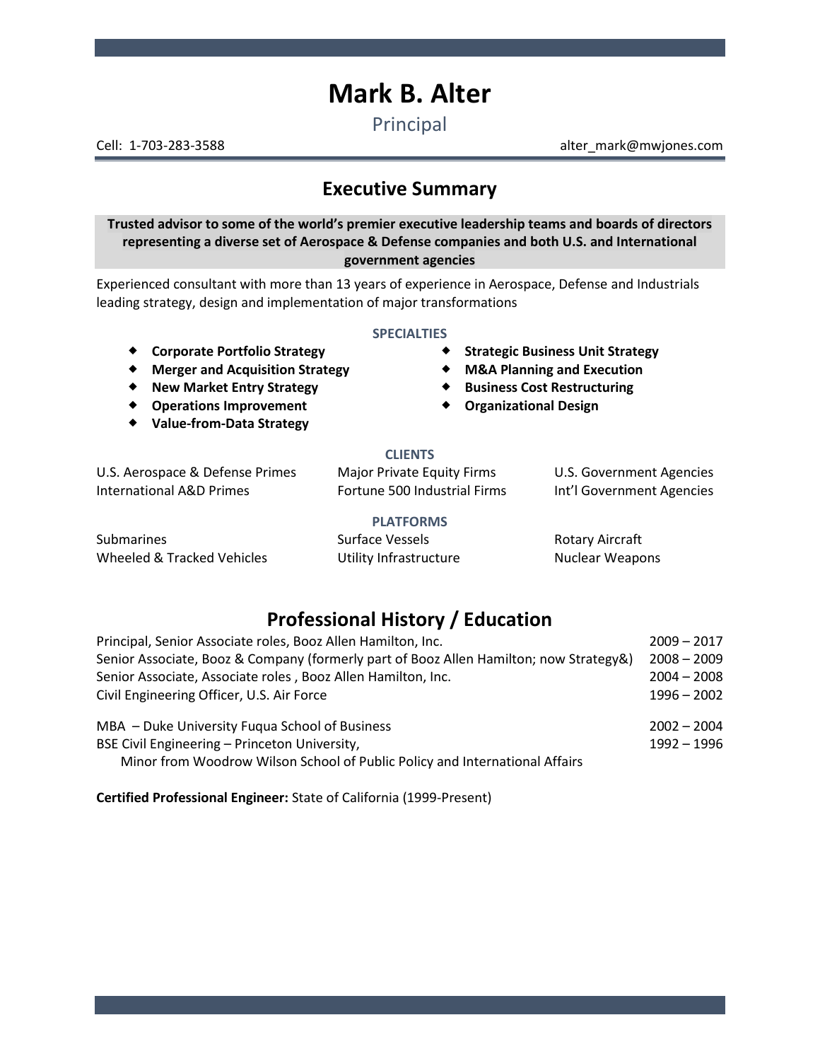# Mark B. Alter

Principal

Cell: 1-703-283-3588 alter_mark@mwjones.com

## Executive Summary

**Trusted advisor to some of the world's premier executive leadership teams and boards of directors representing a diverse set of Aerospace & Defense companies and both U.S. and International government agencies**

Experienced consultant with more than 13 years of experience in Aerospace, Defense and Industrials leading strategy, design and implementation of major transformations

### SPECIALTIES

- **Corporate Portfolio Strategy**
- **Merger and Acquisition Strategy**
- **New Market Entry Strategy**
- **Operations Improvement**
- **Value-from-Data Strategy**
- **Strategic Business Unit Strategy**
- **M&A Planning and Execution**
- **Business Cost Restructuring**
- **Organizational Design**

### CLIENTS

| | | |
|---|---|---|
| U.S. Aerospace & Defense Primes | Major Private Equity Firms | U.S. Government Agencies |
| International A&D Primes | Fortune 500 Industrial Firms | Int'l Government Agencies |

### PLATFORMS

| | | |
|---|---|---|
| Submarines | Surface Vessels | Rotary Aircraft |
| Wheeled & Tracked Vehicles | Utility Infrastructure | Nuclear Weapons |

## Professional History / Education

| | |
|---|---|
| Principal, Senior Associate roles, Booz Allen Hamilton, Inc. | 2009 – 2017 |
| Senior Associate, Booz & Company (formerly part of Booz Allen Hamilton; now Strategy&) | 2008 – 2009 |
| Senior Associate, Associate roles , Booz Allen Hamilton, Inc. | 2004 – 2008 |
| Civil Engineering Officer, U.S. Air Force | 1996 – 2002 |

| | |
|---|---|
| MBA – Duke University Fuqua School of Business | 2002 – 2004 |
| BSE Civil Engineering – Princeton University, Minor from Woodrow Wilson School of Public Policy and International Affairs | 1992 – 1996 |

**Certified Professional Engineer:** State of California (1999-Present)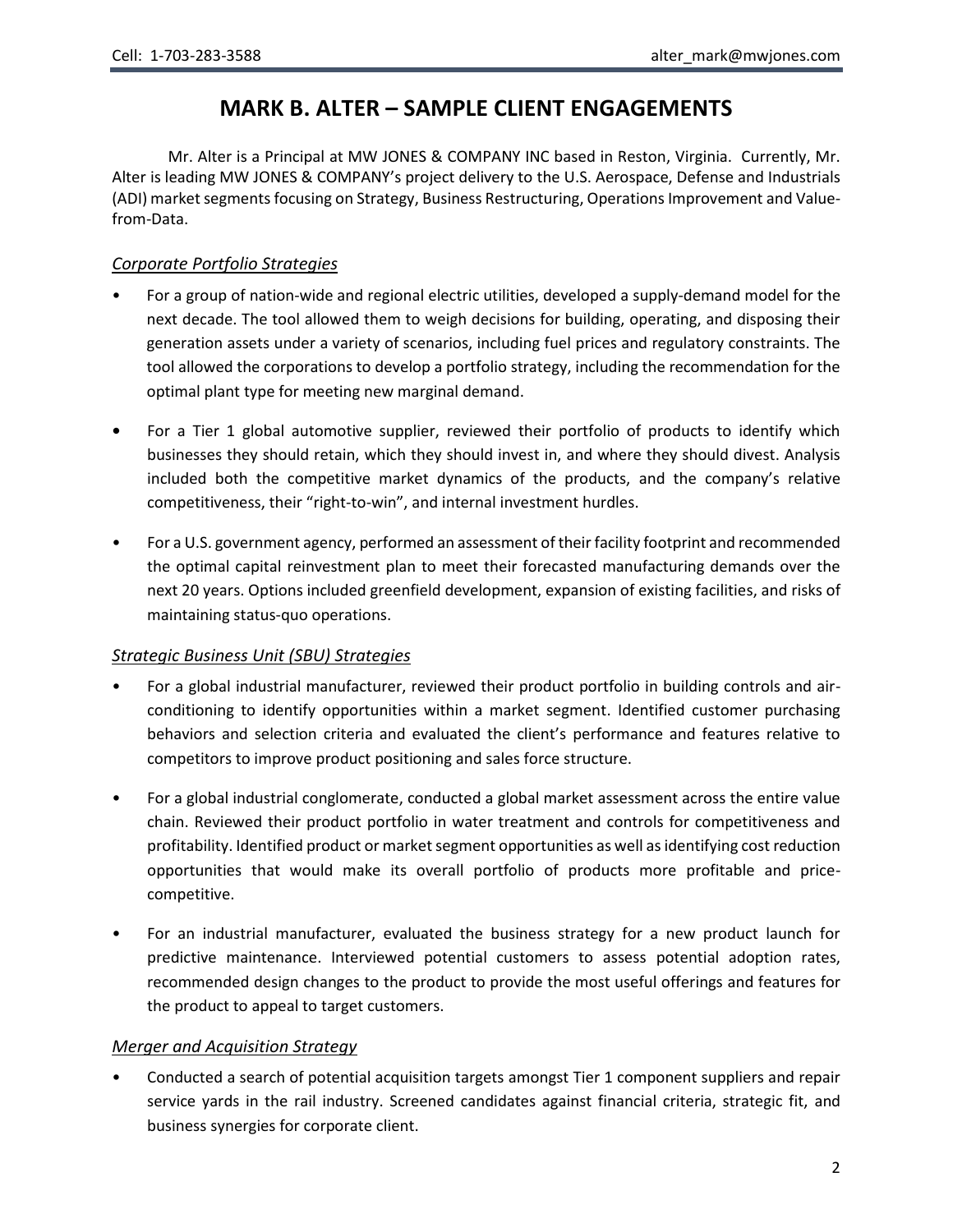# MARK B. ALTER – SAMPLE CLIENT ENGAGEMENTS

Mr. Alter is a Principal at MW JONES & COMPANY INC based in Reston, Virginia. Currently, Mr. Alter is leading MW JONES & COMPANY's project delivery to the U.S. Aerospace, Defense and Industrials (ADI) market segments focusing on Strategy, Business Restructuring, Operations Improvement and Value-from-Data.

### *Corporate Portfolio Strategies*

- For a group of nation-wide and regional electric utilities, developed a supply-demand model for the next decade. The tool allowed them to weigh decisions for building, operating, and disposing their generation assets under a variety of scenarios, including fuel prices and regulatory constraints. The tool allowed the corporations to develop a portfolio strategy, including the recommendation for the optimal plant type for meeting new marginal demand.
- For a Tier 1 global automotive supplier, reviewed their portfolio of products to identify which businesses they should retain, which they should invest in, and where they should divest. Analysis included both the competitive market dynamics of the products, and the company's relative competitiveness, their "right-to-win", and internal investment hurdles.
- For a U.S. government agency, performed an assessment of their facility footprint and recommended the optimal capital reinvestment plan to meet their forecasted manufacturing demands over the next 20 years. Options included greenfield development, expansion of existing facilities, and risks of maintaining status-quo operations.

### *Strategic Business Unit (SBU) Strategies*

- For a global industrial manufacturer, reviewed their product portfolio in building controls and air-conditioning to identify opportunities within a market segment. Identified customer purchasing behaviors and selection criteria and evaluated the client's performance and features relative to competitors to improve product positioning and sales force structure.
- For a global industrial conglomerate, conducted a global market assessment across the entire value chain. Reviewed their product portfolio in water treatment and controls for competitiveness and profitability. Identified product or market segment opportunities as well as identifying cost reduction opportunities that would make its overall portfolio of products more profitable and price-competitive.
- For an industrial manufacturer, evaluated the business strategy for a new product launch for predictive maintenance. Interviewed potential customers to assess potential adoption rates, recommended design changes to the product to provide the most useful offerings and features for the product to appeal to target customers.

### *Merger and Acquisition Strategy*

- Conducted a search of potential acquisition targets amongst Tier 1 component suppliers and repair service yards in the rail industry. Screened candidates against financial criteria, strategic fit, and business synergies for corporate client.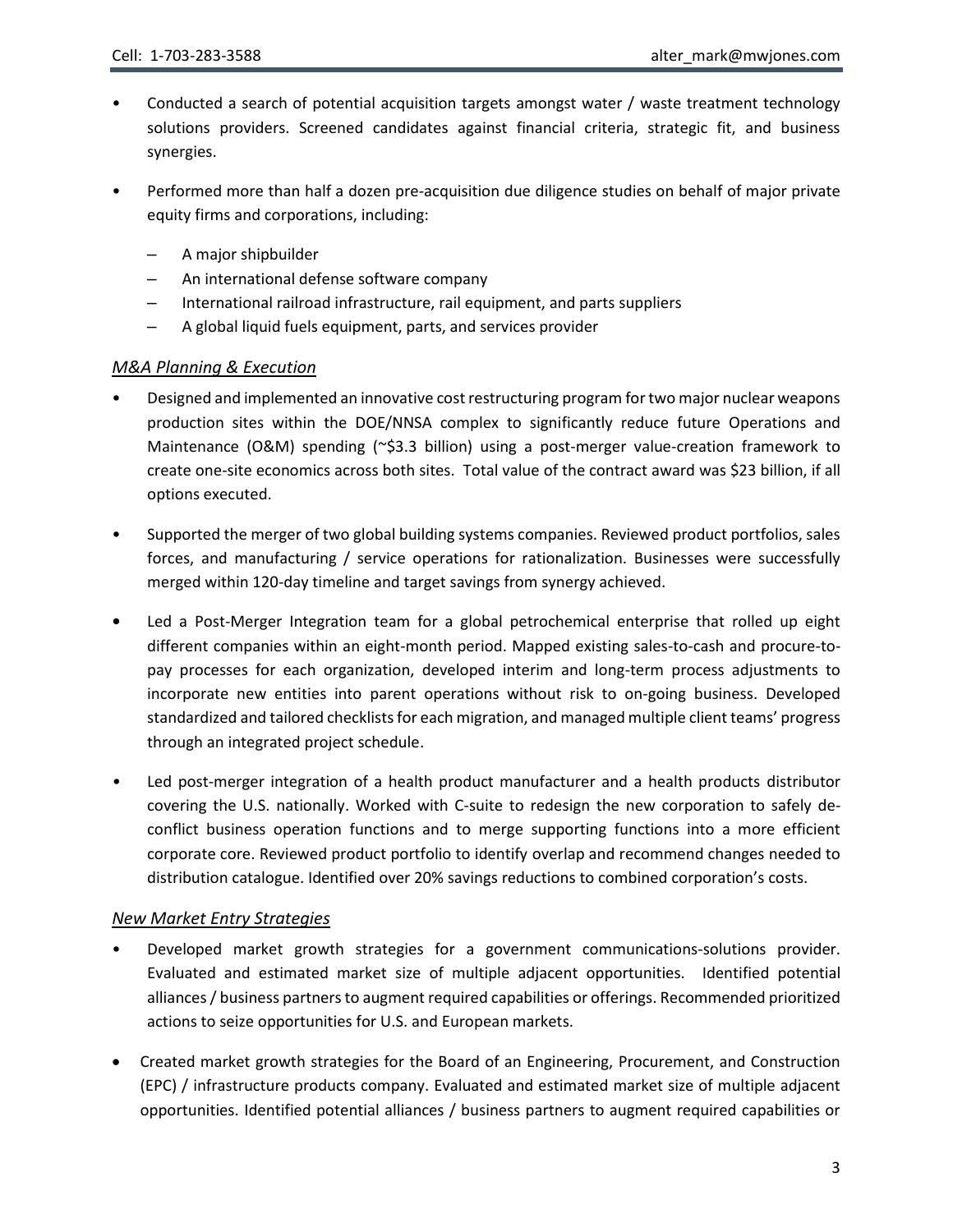- Conducted a search of potential acquisition targets amongst water / waste treatment technology solutions providers. Screened candidates against financial criteria, strategic fit, and business synergies.
- Performed more than half a dozen pre-acquisition due diligence studies on behalf of major private equity firms and corporations, including:
  - A major shipbuilder
  - An international defense software company
  - International railroad infrastructure, rail equipment, and parts suppliers
  - A global liquid fuels equipment, parts, and services provider

*M&A Planning & Execution*

- Designed and implemented an innovative cost restructuring program for two major nuclear weapons production sites within the DOE/NNSA complex to significantly reduce future Operations and Maintenance (O&M) spending (~$3.3 billion) using a post-merger value-creation framework to create one-site economics across both sites. Total value of the contract award was $23 billion, if all options executed.
- Supported the merger of two global building systems companies. Reviewed product portfolios, sales forces, and manufacturing / service operations for rationalization. Businesses were successfully merged within 120-day timeline and target savings from synergy achieved.
- Led a Post-Merger Integration team for a global petrochemical enterprise that rolled up eight different companies within an eight-month period. Mapped existing sales-to-cash and procure-to-pay processes for each organization, developed interim and long-term process adjustments to incorporate new entities into parent operations without risk to on-going business. Developed standardized and tailored checklists for each migration, and managed multiple client teams' progress through an integrated project schedule.
- Led post-merger integration of a health product manufacturer and a health products distributor covering the U.S. nationally. Worked with C-suite to redesign the new corporation to safely de-conflict business operation functions and to merge supporting functions into a more efficient corporate core. Reviewed product portfolio to identify overlap and recommend changes needed to distribution catalogue. Identified over 20% savings reductions to combined corporation's costs.

*New Market Entry Strategies*

- Developed market growth strategies for a government communications-solutions provider. Evaluated and estimated market size of multiple adjacent opportunities. Identified potential alliances / business partners to augment required capabilities or offerings. Recommended prioritized actions to seize opportunities for U.S. and European markets.
- Created market growth strategies for the Board of an Engineering, Procurement, and Construction (EPC) / infrastructure products company. Evaluated and estimated market size of multiple adjacent opportunities. Identified potential alliances / business partners to augment required capabilities or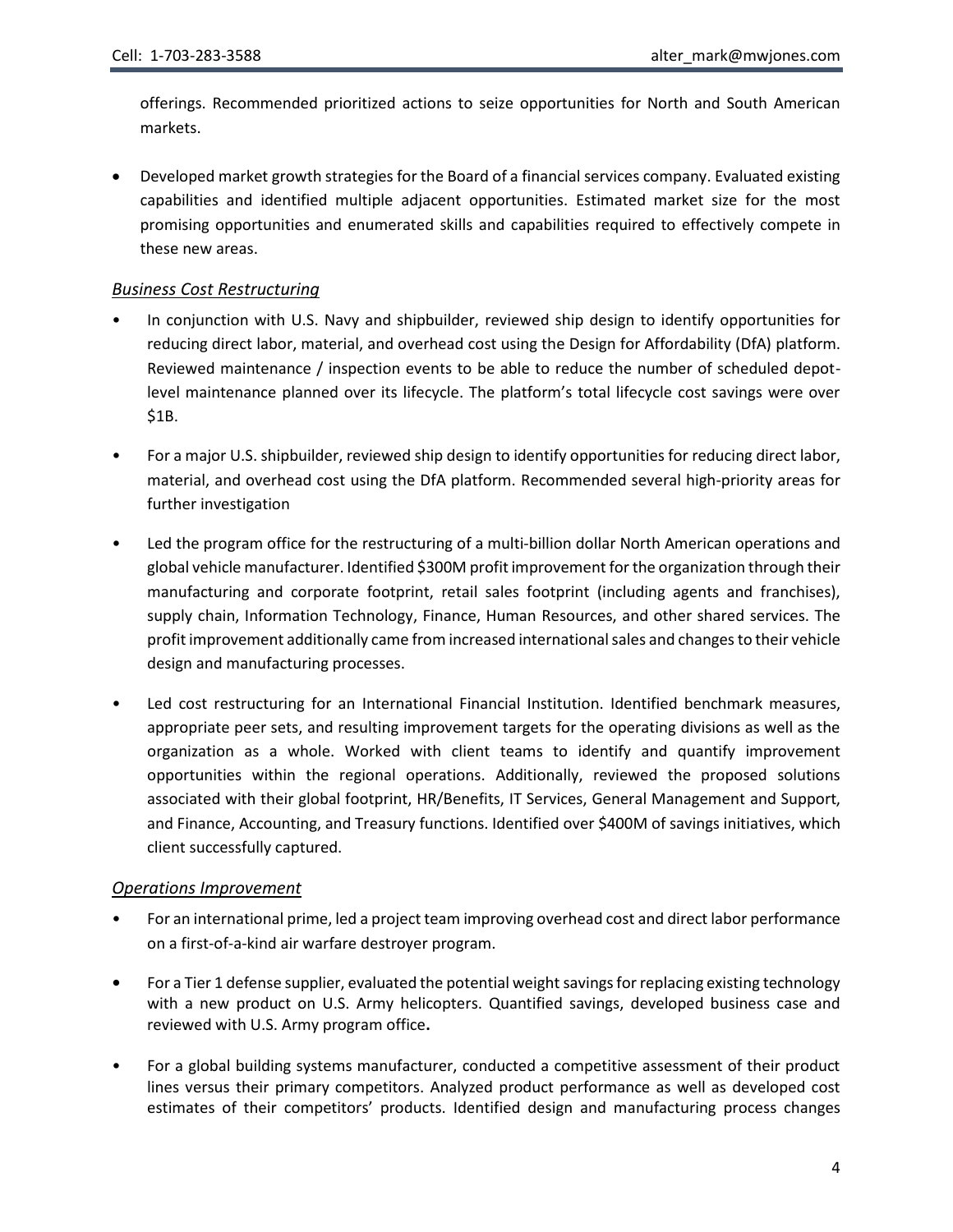offerings. Recommended prioritized actions to seize opportunities for North and South American markets.

- Developed market growth strategies for the Board of a financial services company. Evaluated existing capabilities and identified multiple adjacent opportunities. Estimated market size for the most promising opportunities and enumerated skills and capabilities required to effectively compete in these new areas.

*Business Cost Restructuring*

- In conjunction with U.S. Navy and shipbuilder, reviewed ship design to identify opportunities for reducing direct labor, material, and overhead cost using the Design for Affordability (DfA) platform. Reviewed maintenance / inspection events to be able to reduce the number of scheduled depot-level maintenance planned over its lifecycle. The platform's total lifecycle cost savings were over $1B.

- For a major U.S. shipbuilder, reviewed ship design to identify opportunities for reducing direct labor, material, and overhead cost using the DfA platform. Recommended several high-priority areas for further investigation

- Led the program office for the restructuring of a multi-billion dollar North American operations and global vehicle manufacturer. Identified $300M profit improvement for the organization through their manufacturing and corporate footprint, retail sales footprint (including agents and franchises), supply chain, Information Technology, Finance, Human Resources, and other shared services. The profit improvement additionally came from increased international sales and changes to their vehicle design and manufacturing processes.

- Led cost restructuring for an International Financial Institution. Identified benchmark measures, appropriate peer sets, and resulting improvement targets for the operating divisions as well as the organization as a whole. Worked with client teams to identify and quantify improvement opportunities within the regional operations. Additionally, reviewed the proposed solutions associated with their global footprint, HR/Benefits, IT Services, General Management and Support, and Finance, Accounting, and Treasury functions. Identified over $400M of savings initiatives, which client successfully captured.

*Operations Improvement*

- For an international prime, led a project team improving overhead cost and direct labor performance on a first-of-a-kind air warfare destroyer program.

- For a Tier 1 defense supplier, evaluated the potential weight savings for replacing existing technology with a new product on U.S. Army helicopters. Quantified savings, developed business case and reviewed with U.S. Army program office.

- For a global building systems manufacturer, conducted a competitive assessment of their product lines versus their primary competitors. Analyzed product performance as well as developed cost estimates of their competitors' products. Identified design and manufacturing process changes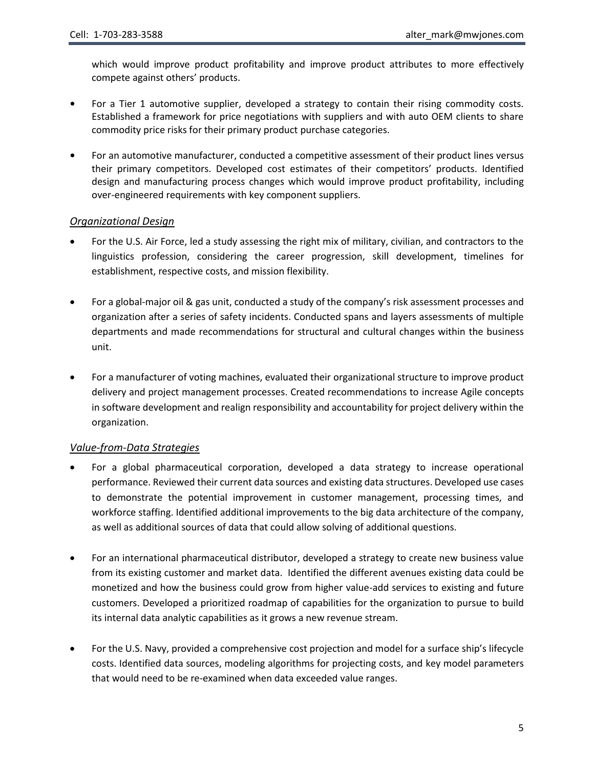which would improve product profitability and improve product attributes to more effectively compete against others' products.

- For a Tier 1 automotive supplier, developed a strategy to contain their rising commodity costs. Established a framework for price negotiations with suppliers and with auto OEM clients to share commodity price risks for their primary product purchase categories.

- For an automotive manufacturer, conducted a competitive assessment of their product lines versus their primary competitors. Developed cost estimates of their competitors' products. Identified design and manufacturing process changes which would improve product profitability, including over-engineered requirements with key component suppliers.

*Organizational Design*

- For the U.S. Air Force, led a study assessing the right mix of military, civilian, and contractors to the linguistics profession, considering the career progression, skill development, timelines for establishment, respective costs, and mission flexibility.

- For a global-major oil & gas unit, conducted a study of the company's risk assessment processes and organization after a series of safety incidents. Conducted spans and layers assessments of multiple departments and made recommendations for structural and cultural changes within the business unit.

- For a manufacturer of voting machines, evaluated their organizational structure to improve product delivery and project management processes. Created recommendations to increase Agile concepts in software development and realign responsibility and accountability for project delivery within the organization.

*Value-from-Data Strategies*

- For a global pharmaceutical corporation, developed a data strategy to increase operational performance. Reviewed their current data sources and existing data structures. Developed use cases to demonstrate the potential improvement in customer management, processing times, and workforce staffing. Identified additional improvements to the big data architecture of the company, as well as additional sources of data that could allow solving of additional questions.

- For an international pharmaceutical distributor, developed a strategy to create new business value from its existing customer and market data. Identified the different avenues existing data could be monetized and how the business could grow from higher value-add services to existing and future customers. Developed a prioritized roadmap of capabilities for the organization to pursue to build its internal data analytic capabilities as it grows a new revenue stream.

- For the U.S. Navy, provided a comprehensive cost projection and model for a surface ship's lifecycle costs. Identified data sources, modeling algorithms for projecting costs, and key model parameters that would need to be re-examined when data exceeded value ranges.